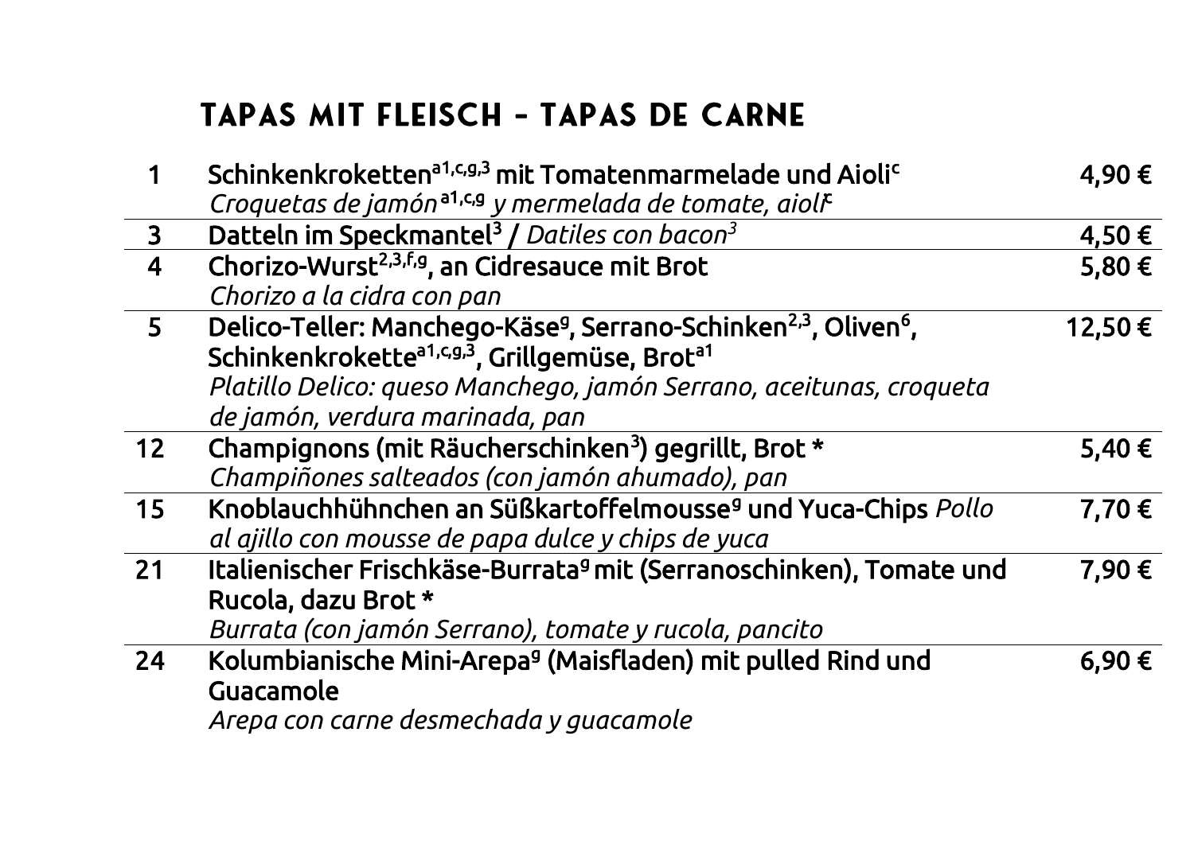# TAPAS MIT FLEISCH – TAPAS DE CARNE

| Nr. | Gericht | Preis |
|---|---|---|
| 1 | **Schinkenkroketten[a1,c,g,3] mit Tomatenmarmelade und Aioli[c]**<br>*Croquetas de jamón[a1,c,g] y mermelada de tomate, aioli[c]* | 4,90 € |
| 3 | **Datteln im Speckmantel[3] /** *Datiles con bacon[3]* | 4,50 € |
| 4 | **Chorizo-Wurst[2,3,f,g], an Cidresauce mit Brot**<br>*Chorizo a la cidra con pan* | 5,80 € |
| 5 | **Delico-Teller: Manchego-Käse[g], Serrano-Schinken[2,3], Oliven[6], Schinkenkrokette[a1,c,g,3], Grillgemüse, Brot[a1]**<br>*Platillo Delico: queso Manchego, jamón Serrano, aceitunas, croqueta de jamón, verdura marinada, pan* | 12,50 € |
| 12 | **Champignons (mit Räucherschinken[3]) gegrillt, Brot ***<br>*Champiñones salteados (con jamón ahumado), pan* | 5,40 € |
| 15 | **Knoblauchhühnchen an Süßkartoffelmousse[g] und Yuca-Chips** *Pollo al ajillo con mousse de papa dulce y chips de yuca* | 7,70 € |
| 21 | **Italienischer Frischkäse-Burrata[g] mit (Serranoschinken), Tomate und Rucola, dazu Brot ***<br>*Burrata (con jamón Serrano), tomate y rucola, pancito* | 7,90 € |
| 24 | **Kolumbianische Mini-Arepa[g] (Maisfladen) mit pulled Rind und Guacamole**<br>*Arepa con carne desmechada y guacamole* | 6,90 € |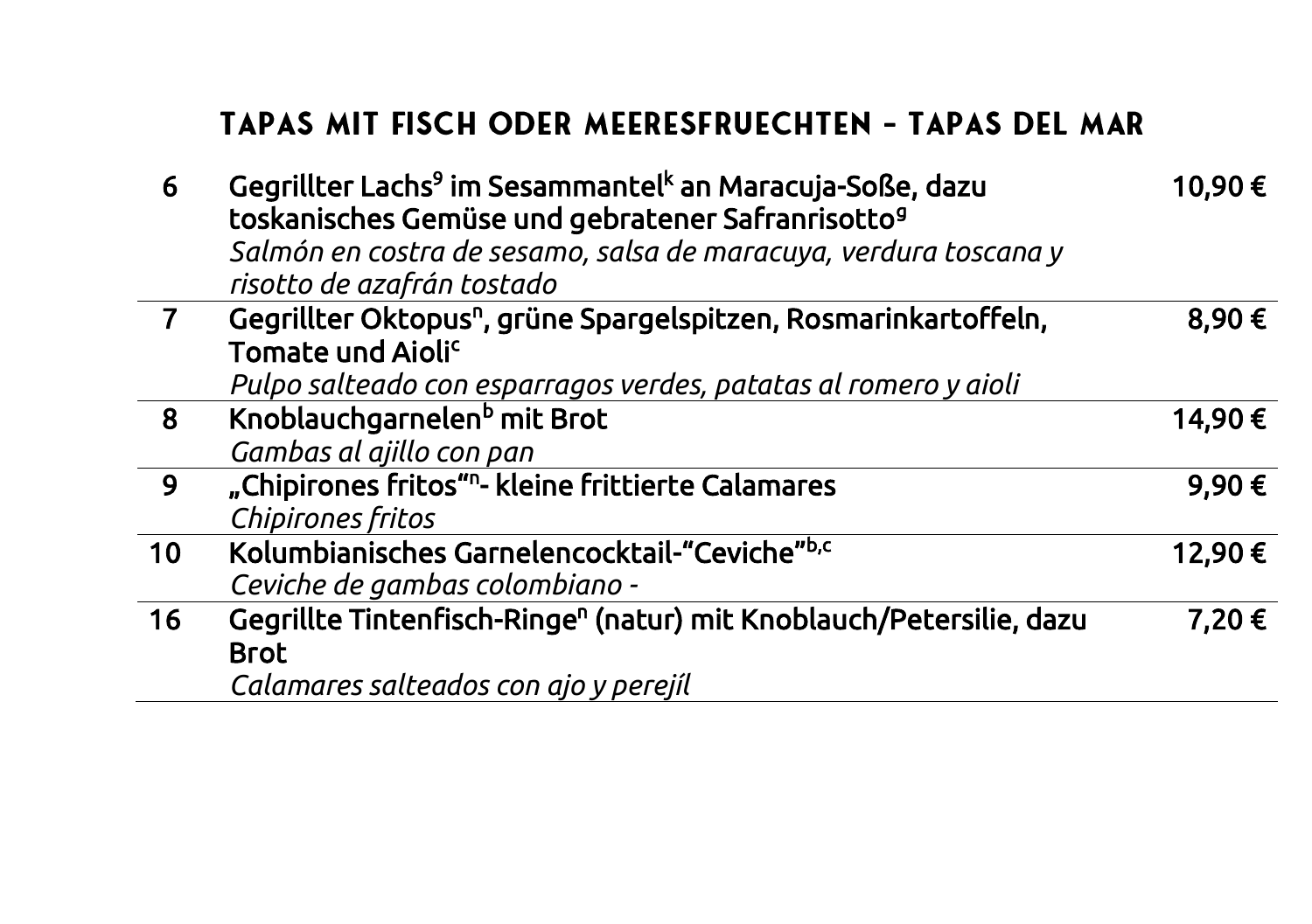## TAPAS MIT FISCH ODER MEERESFRUECHTEN – TAPAS DEL MAR

| Nr. | Gericht | Preis |
|---|---|---|
| 6 | Gegrillter Lachs[9] im Sesammantel[k] an Maracuja-Soße, dazu toskanisches Gemüse und gebratener Safranrisotto[9] <br> *Salmón en costra de sesamo, salsa de maracuya, verdura toscana y risotto de azafrán tostado* | 10,90 € |
| 7 | Gegrillter Oktopus[n], grüne Spargelspitzen, Rosmarinkartoffeln, Tomate und Aioli[c] <br> *Pulpo salteado con esparragos verdes, patatas al romero y aioli* | 8,90 € |
| 8 | Knoblauchgarnelen[b] mit Brot <br> *Gambas al ajillo con pan* | 14,90 € |
| 9 | „Chipirones fritos“[n]- kleine frittierte Calamares <br> *Chipirones fritos* | 9,90 € |
| 10 | Kolumbianisches Garnelencocktail-“Ceviche”[b,c] <br> *Ceviche de gambas colombiano -* | 12,90 € |
| 16 | Gegrillte Tintenfisch-Ringe[n] (natur) mit Knoblauch/Petersilie, dazu Brot <br> *Calamares salteados con ajo y perejíl* | 7,20 € |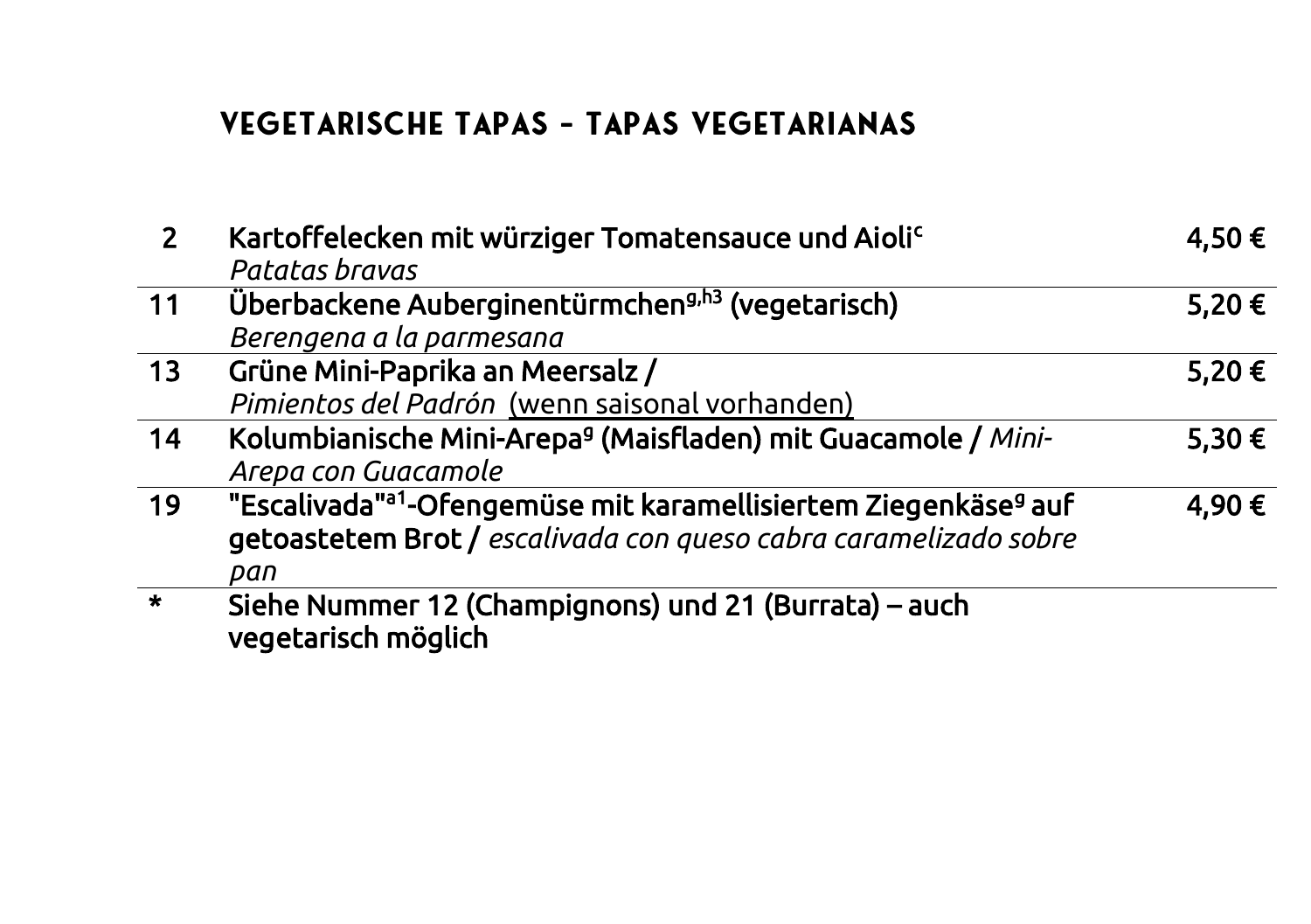## VEGETARISCHE TAPAS – TAPAS VEGETARIANAS

| Nr. | Gericht | Preis |
|---|---|---|
| 2 | **Kartoffelecken mit würziger Tomatensauce und Aioli**[c] <br> *Patatas bravas* | 4,50 € |
| 11 | **Überbackene Auberginentürmchen**[g,h3] **(vegetarisch)** <br> *Berengena a la parmesana* | 5,20 € |
| 13 | **Grüne Mini-Paprika an Meersalz /** <br> *Pimientos del Padrón* (wenn saisonal vorhanden) | 5,20 € |
| 14 | **Kolumbianische Mini-Arepa**[g] **(Maisfladen) mit Guacamole /** *Mini-Arepa con Guacamole* | 5,30 € |
| 19 | **"Escalivada"**[a1]**-Ofengemüse mit karamellisiertem Ziegenkäse**[g] **auf getoastetem Brot /** *escalivada con queso cabra caramelizado sobre pan* | 4,90 € |
| * | **Siehe Nummer 12 (Champignons) und 21 (Burrata) – auch vegetarisch möglich** | |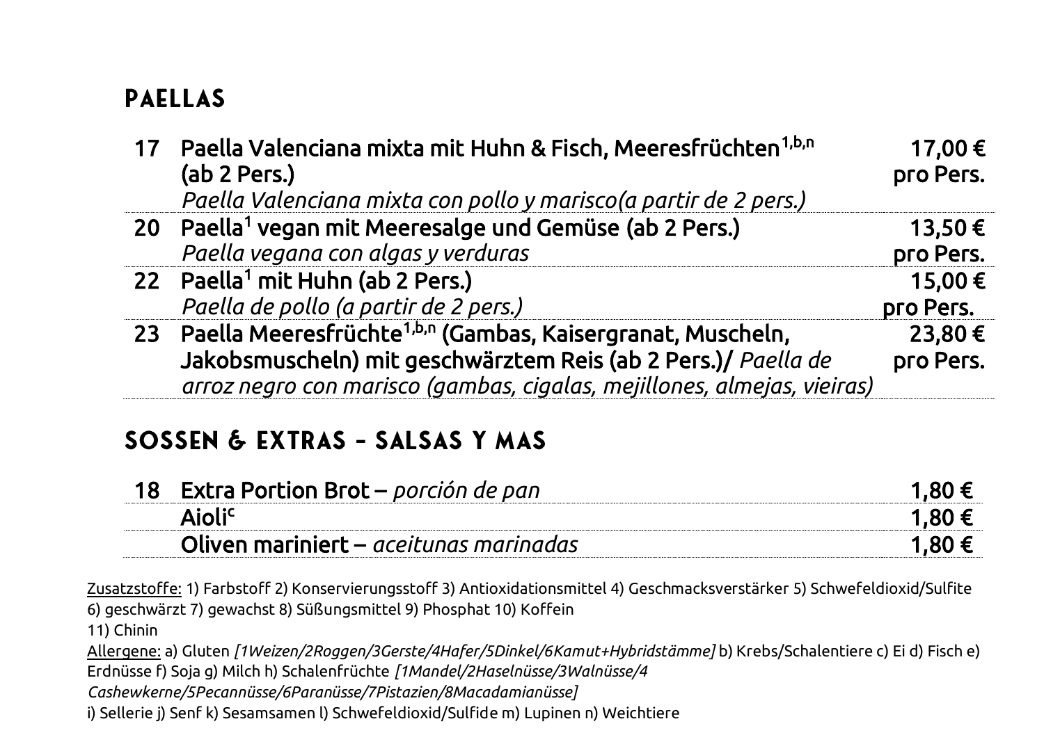## PAELLAS

| | | |
|---|---|---|
| 17 | Paella Valenciana mixta mit Huhn & Fisch, Meeresfrüchten[1,b,n] (ab 2 Pers.)<br>*Paella Valenciana mixta con pollo y marisco(a partir de 2 pers.)* | 17,00 € pro Pers. |
| 20 | Paella[1] vegan mit Meeresalge und Gemüse (ab 2 Pers.)<br>*Paella vegana con algas y verduras* | 13,50 € pro Pers. |
| 22 | Paella[1] mit Huhn (ab 2 Pers.)<br>*Paella de pollo (a partir de 2 pers.)* | 15,00 € pro Pers. |
| 23 | Paella Meeresfrüchte[1,b,n] (Gambas, Kaisergranat, Muscheln, Jakobsmuscheln) mit geschwärztem Reis (ab 2 Pers.)/ *Paella de arroz negro con marisco (gambas, cigalas, mejillones, almejas, vieiras)* | 23,80 € pro Pers. |

## SOSSEN & EXTRAS - SALSAS Y MAS

| | | |
|---|---|---|
| 18 | Extra Portion Brot – *porción de pan* | 1,80 € |
| | Aioli[c] | 1,80 € |
| | Oliven mariniert – *aceitunas marinadas* | 1,80 € |

Zusatzstoffe: 1) Farbstoff 2) Konservierungsstoff 3) Antioxidationsmittel 4) Geschmacksverstärker 5) Schwefeldioxid/Sulfite 6) geschwärzt 7) gewachst 8) Süßungsmittel 9) Phosphat 10) Koffein 11) Chinin

Allergene: a) Gluten *[1Weizen/2Roggen/3Gerste/4Hafer/5Dinkel/6Kamut+Hybridstämme]* b) Krebs/Schalentiere c) Ei d) Fisch e) Erdnüsse f) Soja g) Milch h) Schalenfrüchte *[1Mandel/2Haselnüsse/3Walnüsse/4 Cashewkerne/5Pecannüsse/6Paranüsse/7Pistazien/8Macadamianüsse]* i) Sellerie j) Senf k) Sesamsamen l) Schwefeldioxid/Sulfide m) Lupinen n) Weichtiere